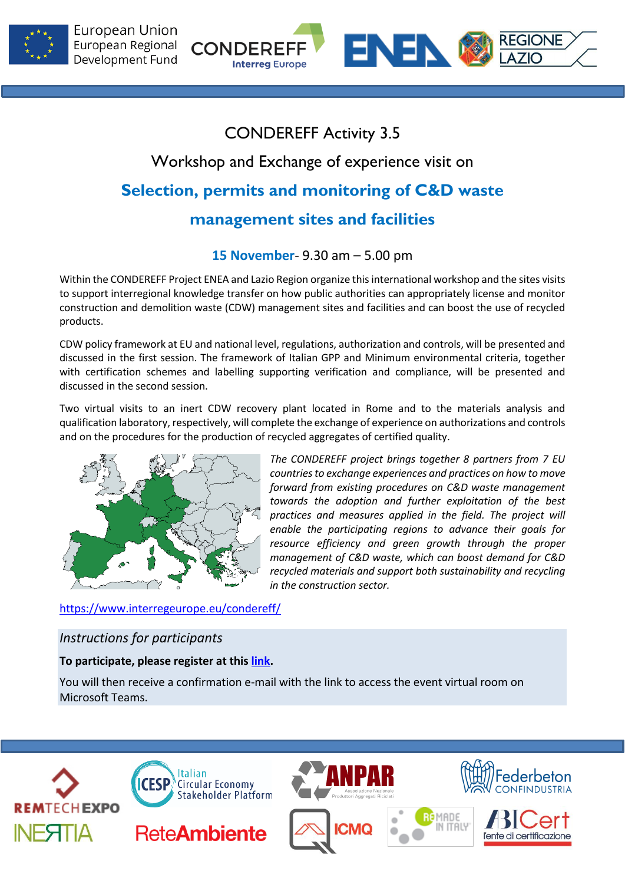# CONDEREFF Activity 3.5

## Workshop and Exchange of experience visit on

## Selection, permits and monitoring of C&D waste management sites and facilities

**15 November**- 9.30 am – 5.00 pm

Within the CONDEREFF Project ENEA and Lazio Region organize this international workshop and the sites visits to support interregional knowledge transfer on how public authorities can appropriately license and monitor construction and demolition waste (CDW) management sites and facilities and can boost the use of recycled products.

CDW policy framework at EU and national level, regulations, authorization and controls, will be presented and discussed in the first session. The framework of Italian GPP and Minimum environmental criteria, together with certification schemes and labelling supporting verification and compliance, will be presented and discussed in the second session.

Two virtual visits to an inert CDW recovery plant located in Rome and to the materials analysis and qualification laboratory, respectively, will complete the exchange of experience on authorizations and controls and on the procedures for the production of recycled aggregates of certified quality.

*The CONDEREFF project brings together 8 partners from 7 EU countries to exchange experiences and practices on how to move forward from existing procedures on C&D waste management towards the adoption and further exploitation of the best practices and measures applied in the field. The project will enable the participating regions to advance their goals for resource efficiency and green growth through the proper management of C&D waste, which can boost demand for C&D recycled materials and support both sustainability and recycling in the construction sector.*

https://www.interregeurope.eu/condereff/

*Instructions for participants*

**To participate, please register at this link.**

You will then receive a confirmation e-mail with the link to access the event virtual room on Microsoft Teams.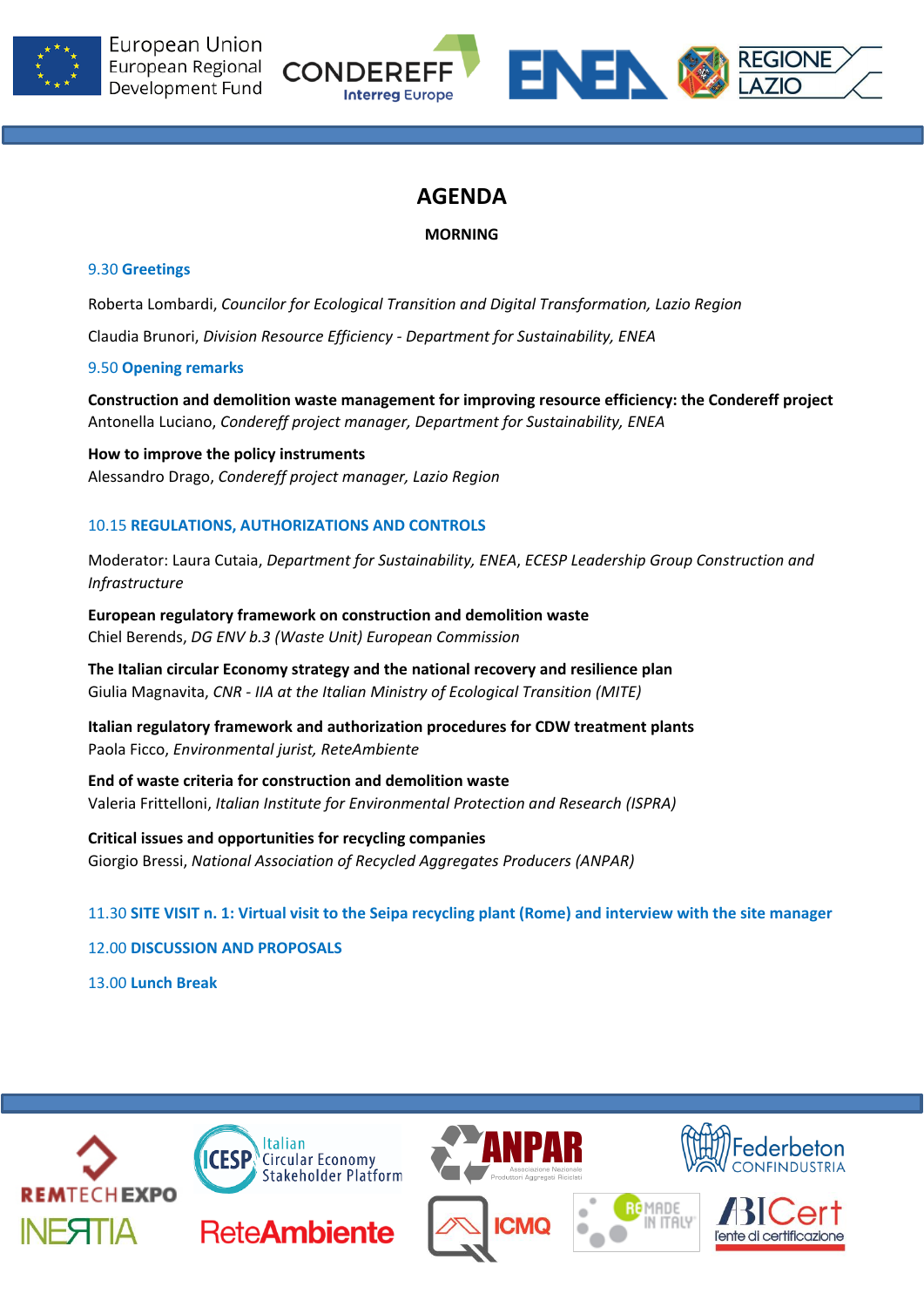# AGENDA

## MORNING

**9.30 Greetings**

Roberta Lombardi, *Councilor for Ecological Transition and Digital Transformation, Lazio Region*

Claudia Brunori, *Division Resource Efficiency - Department for Sustainability, ENEA*

**9.50 Opening remarks**

**Construction and demolition waste management for improving resource efficiency: the Condereff project**
Antonella Luciano, *Condereff project manager, Department for Sustainability, ENEA*

**How to improve the policy instruments**
Alessandro Drago, *Condereff project manager, Lazio Region*

**10.15 REGULATIONS, AUTHORIZATIONS AND CONTROLS**

Moderator: Laura Cutaia, *Department for Sustainability, ENEA*, *ECESP Leadership Group Construction and Infrastructure*

**European regulatory framework on construction and demolition waste**
Chiel Berends, *DG ENV b.3 (Waste Unit) European Commission*

**The Italian circular Economy strategy and the national recovery and resilience plan**
Giulia Magnavita, *CNR - IIA at the Italian Ministry of Ecological Transition (MITE)*

**Italian regulatory framework and authorization procedures for CDW treatment plants**
Paola Ficco, *Environmental jurist, ReteAmbiente*

**End of waste criteria for construction and demolition waste**
Valeria Frittelloni, *Italian Institute for Environmental Protection and Research (ISPRA)*

**Critical issues and opportunities for recycling companies**
Giorgio Bressi, *National Association of Recycled Aggregates Producers (ANPAR)*

**11.30 SITE VISIT n. 1: Virtual visit to the Seipa recycling plant (Rome) and interview with the site manager**

**12.00 DISCUSSION AND PROPOSALS**

**13.00 Lunch Break**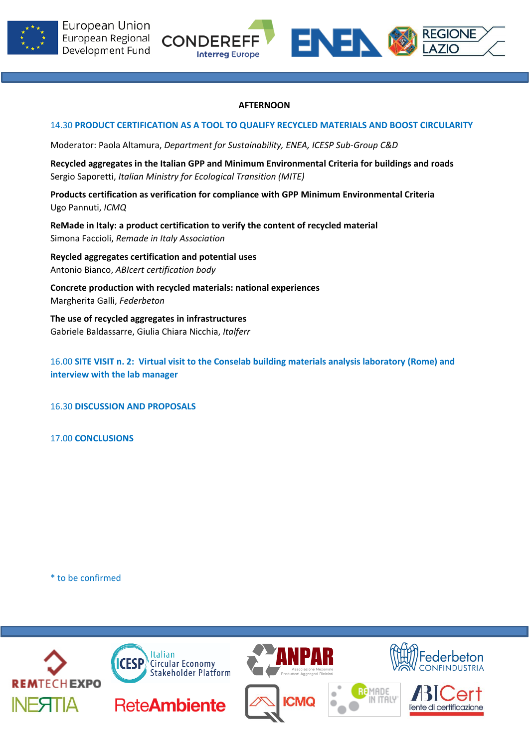**AFTERNOON**

14.30 **PRODUCT CERTIFICATION AS A TOOL TO QUALIFY RECYCLED MATERIALS AND BOOST CIRCULARITY**

Moderator: Paola Altamura, *Department for Sustainability, ENEA, ICESP Sub-Group C&D*

**Recycled aggregates in the Italian GPP and Minimum Environmental Criteria for buildings and roads**
Sergio Saporetti, *Italian Ministry for Ecological Transition (MITE)*

**Products certification as verification for compliance with GPP Minimum Environmental Criteria**
Ugo Pannuti, *ICMQ*

**ReMade in Italy: a product certification to verify the content of recycled material**
Simona Faccioli, *Remade in Italy Association*

**Reycled aggregates certification and potential uses**
Antonio Bianco, *ABIcert certification body*

**Concrete production with recycled materials: national experiences**
Margherita Galli, *Federbeton*

**The use of recycled aggregates in infrastructures**
Gabriele Baldassarre, Giulia Chiara Nicchia, *Italferr*

16.00 **SITE VISIT n. 2: Virtual visit to the Conselab building materials analysis laboratory (Rome) and interview with the lab manager**

16.30 **DISCUSSION AND PROPOSALS**

17.00 **CONCLUSIONS**

* to be confirmed